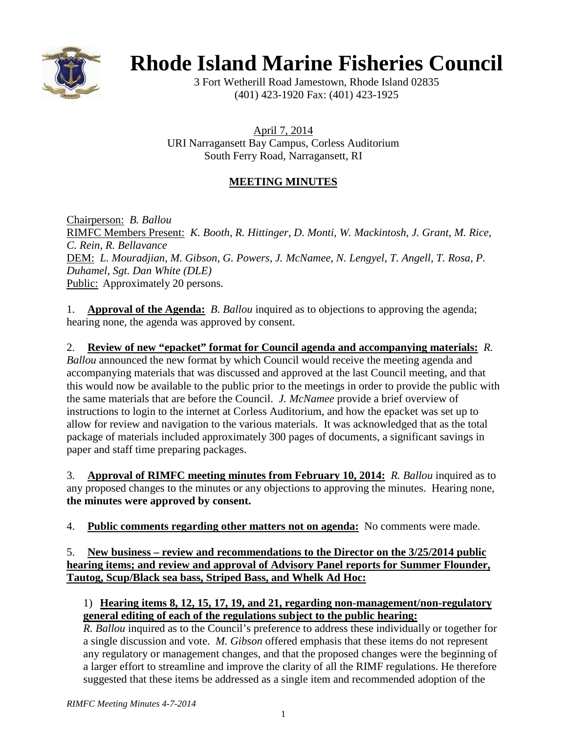# Rhode Island Marine Fisheries Council

3 Fort Wetherill Road Jamestown, Rhode Island 02835
(401) 423-1920 Fax: (401) 423-1925

April 7, 2014
URI Narragansett Bay Campus, Corless Auditorium
South Ferry Road, Narragansett, RI

## MEETING MINUTES

Chairperson: *B. Ballou*
RIMFC Members Present: *K. Booth, R. Hittinger, D. Monti, W. Mackintosh, J. Grant, M. Rice, C. Rein, R. Bellavance*
DEM: *L. Mouradjian, M. Gibson, G. Powers, J. McNamee, N. Lengyel, T. Angell, T. Rosa, P. Duhamel, Sgt. Dan White (DLE)*
Public: Approximately 20 persons.

1. **Approval of the Agenda:** *B. Ballou* inquired as to objections to approving the agenda; hearing none, the agenda was approved by consent.

2. **Review of new "epacket" format for Council agenda and accompanying materials:** *R. Ballou* announced the new format by which Council would receive the meeting agenda and accompanying materials that was discussed and approved at the last Council meeting, and that this would now be available to the public prior to the meetings in order to provide the public with the same materials that are before the Council. *J. McNamee* provide a brief overview of instructions to login to the internet at Corless Auditorium, and how the epacket was set up to allow for review and navigation to the various materials. It was acknowledged that as the total package of materials included approximately 300 pages of documents, a significant savings in paper and staff time preparing packages.

3. **Approval of RIMFC meeting minutes from February 10, 2014:** *R. Ballou* inquired as to any proposed changes to the minutes or any objections to approving the minutes. Hearing none, **the minutes were approved by consent.**

4. **Public comments regarding other matters not on agenda:** No comments were made.

5. **New business – review and recommendations to the Director on the 3/25/2014 public hearing items; and review and approval of Advisory Panel reports for Summer Flounder, Tautog, Scup/Black sea bass, Striped Bass, and Whelk Ad Hoc:**

   1) **Hearing items 8, 12, 15, 17, 19, and 21, regarding non-management/non-regulatory general editing of each of the regulations subject to the public hearing:**
   *R. Ballou* inquired as to the Council's preference to address these individually or together for a single discussion and vote. *M. Gibson* offered emphasis that these items do not represent any regulatory or management changes, and that the proposed changes were the beginning of a larger effort to streamline and improve the clarity of all the RIMF regulations. He therefore suggested that these items be addressed as a single item and recommended adoption of the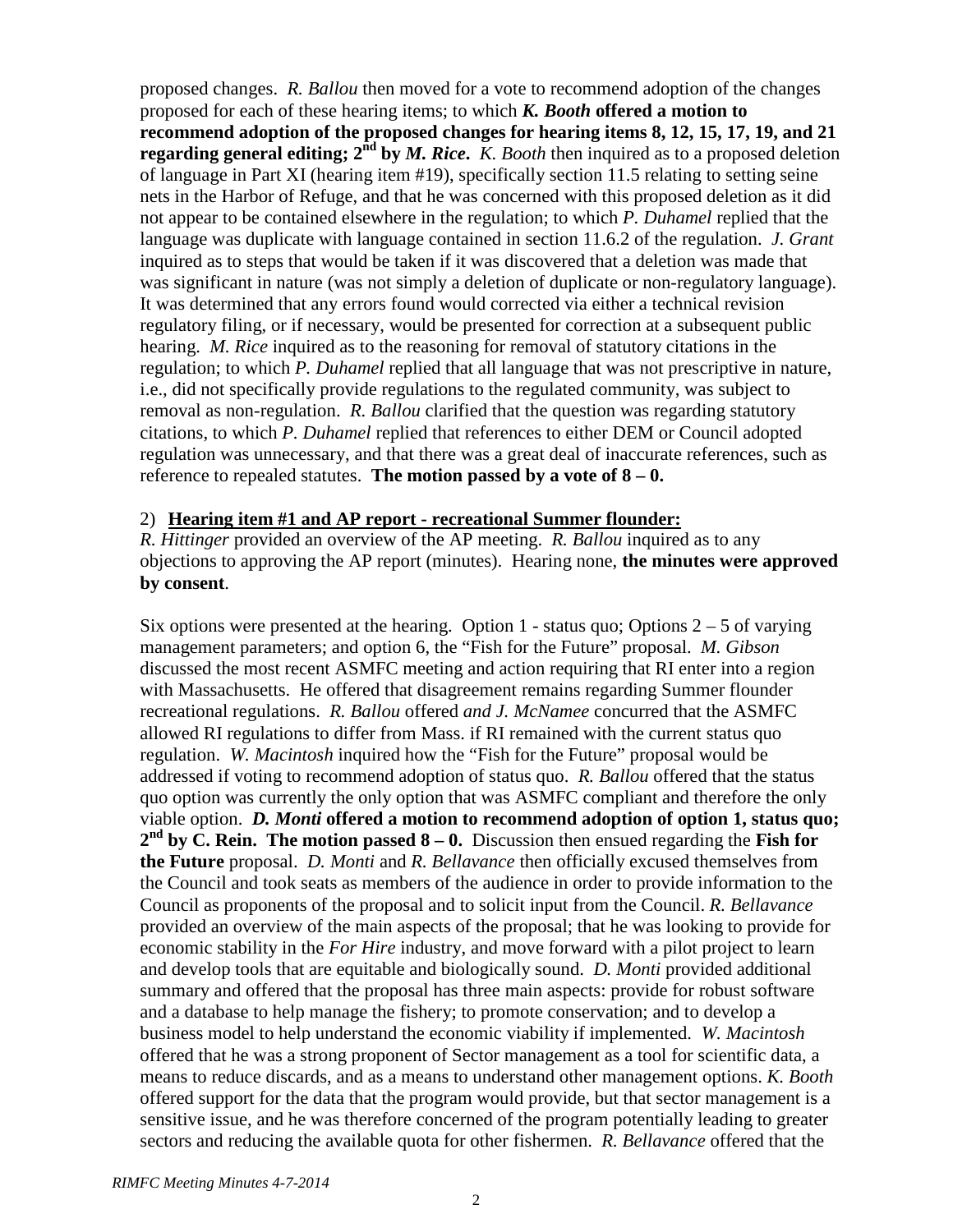proposed changes. *R. Ballou* then moved for a vote to recommend adoption of the changes proposed for each of these hearing items; to which ***K. Booth* offered a motion to recommend adoption of the proposed changes for hearing items 8, 12, 15, 17, 19, and 21 regarding general editing; 2nd by *M. Rice*.** *K. Booth* then inquired as to a proposed deletion of language in Part XI (hearing item #19), specifically section 11.5 relating to setting seine nets in the Harbor of Refuge, and that he was concerned with this proposed deletion as it did not appear to be contained elsewhere in the regulation; to which *P. Duhamel* replied that the language was duplicate with language contained in section 11.6.2 of the regulation. *J. Grant* inquired as to steps that would be taken if it was discovered that a deletion was made that was significant in nature (was not simply a deletion of duplicate or non-regulatory language). It was determined that any errors found would corrected via either a technical revision regulatory filing, or if necessary, would be presented for correction at a subsequent public hearing. *M. Rice* inquired as to the reasoning for removal of statutory citations in the regulation; to which *P. Duhamel* replied that all language that was not prescriptive in nature, i.e., did not specifically provide regulations to the regulated community, was subject to removal as non-regulation. *R. Ballou* clarified that the question was regarding statutory citations, to which *P. Duhamel* replied that references to either DEM or Council adopted regulation was unnecessary, and that there was a great deal of inaccurate references, such as reference to repealed statutes. **The motion passed by a vote of 8 – 0.**

2) **<u>Hearing item #1 and AP report - recreational Summer flounder:</u>**
*R. Hittinger* provided an overview of the AP meeting. *R. Ballou* inquired as to any objections to approving the AP report (minutes). Hearing none, **the minutes were approved by consent**.

Six options were presented at the hearing. Option 1 - status quo; Options 2 – 5 of varying management parameters; and option 6, the "Fish for the Future" proposal. *M. Gibson* discussed the most recent ASMFC meeting and action requiring that RI enter into a region with Massachusetts. He offered that disagreement remains regarding Summer flounder recreational regulations. *R. Ballou* offered *and J. McNamee* concurred that the ASMFC allowed RI regulations to differ from Mass. if RI remained with the current status quo regulation. *W. Macintosh* inquired how the "Fish for the Future" proposal would be addressed if voting to recommend adoption of status quo. *R. Ballou* offered that the status quo option was currently the only option that was ASMFC compliant and therefore the only viable option. ***D. Monti* offered a motion to recommend adoption of option 1, status quo; 2nd by C. Rein. The motion passed 8 – 0.** Discussion then ensued regarding the **Fish for the Future** proposal. *D. Monti* and *R. Bellavance* then officially excused themselves from the Council and took seats as members of the audience in order to provide information to the Council as proponents of the proposal and to solicit input from the Council. *R. Bellavance* provided an overview of the main aspects of the proposal; that he was looking to provide for economic stability in the *For Hire* industry, and move forward with a pilot project to learn and develop tools that are equitable and biologically sound. *D. Monti* provided additional summary and offered that the proposal has three main aspects: provide for robust software and a database to help manage the fishery; to promote conservation; and to develop a business model to help understand the economic viability if implemented. *W. Macintosh* offered that he was a strong proponent of Sector management as a tool for scientific data, a means to reduce discards, and as a means to understand other management options. *K. Booth* offered support for the data that the program would provide, but that sector management is a sensitive issue, and he was therefore concerned of the program potentially leading to greater sectors and reducing the available quota for other fishermen. *R. Bellavance* offered that the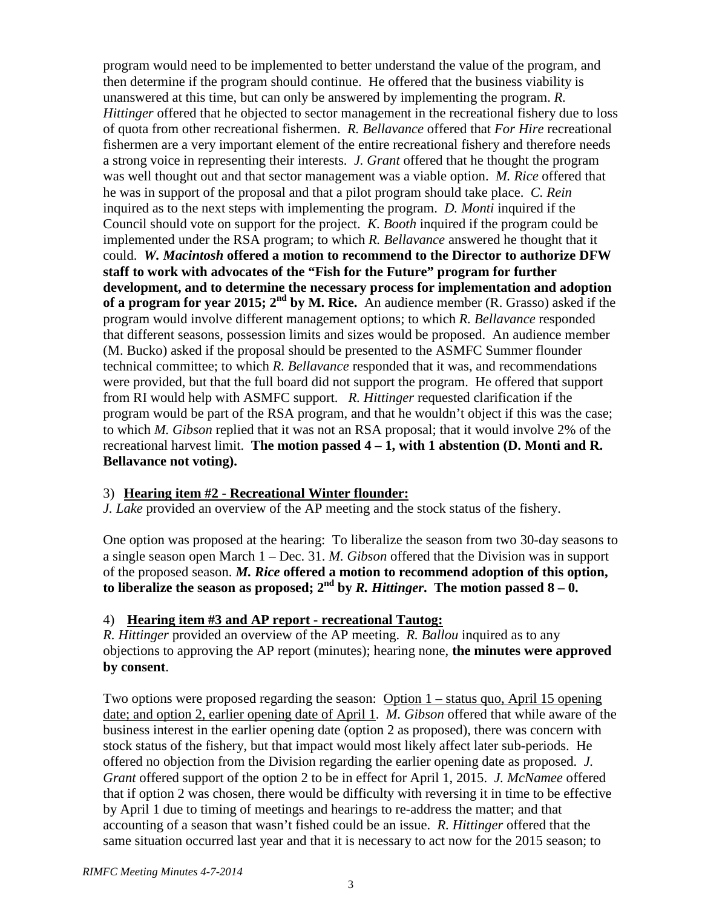program would need to be implemented to better understand the value of the program, and then determine if the program should continue. He offered that the business viability is unanswered at this time, but can only be answered by implementing the program. *R. Hittinger* offered that he objected to sector management in the recreational fishery due to loss of quota from other recreational fishermen. *R. Bellavance* offered that *For Hire* recreational fishermen are a very important element of the entire recreational fishery and therefore needs a strong voice in representing their interests. *J. Grant* offered that he thought the program was well thought out and that sector management was a viable option. *M. Rice* offered that he was in support of the proposal and that a pilot program should take place. *C. Rein* inquired as to the next steps with implementing the program. *D. Monti* inquired if the Council should vote on support for the project. *K. Booth* inquired if the program could be implemented under the RSA program; to which *R. Bellavance* answered he thought that it could. ***W. Macintosh* offered a motion to recommend to the Director to authorize DFW staff to work with advocates of the "Fish for the Future" program for further development, and to determine the necessary process for implementation and adoption of a program for year 2015; 2nd by M. Rice.** An audience member (R. Grasso) asked if the program would involve different management options; to which *R. Bellavance* responded that different seasons, possession limits and sizes would be proposed. An audience member (M. Bucko) asked if the proposal should be presented to the ASMFC Summer flounder technical committee; to which *R. Bellavance* responded that it was, and recommendations were provided, but that the full board did not support the program. He offered that support from RI would help with ASMFC support. *R. Hittinger* requested clarification if the program would be part of the RSA program, and that he wouldn't object if this was the case; to which *M. Gibson* replied that it was not an RSA proposal; that it would involve 2% of the recreational harvest limit. **The motion passed 4 – 1, with 1 abstention (D. Monti and R. Bellavance not voting).**

3) **Hearing item #2 - Recreational Winter flounder:**
*J. Lake* provided an overview of the AP meeting and the stock status of the fishery.

One option was proposed at the hearing: To liberalize the season from two 30-day seasons to a single season open March 1 – Dec. 31. *M. Gibson* offered that the Division was in support of the proposed season. ***M. Rice* offered a motion to recommend adoption of this option, to liberalize the season as proposed; 2nd by *R. Hittinger*. The motion passed 8 – 0.**

4) **Hearing item #3 and AP report - recreational Tautog:**
*R. Hittinger* provided an overview of the AP meeting. *R. Ballou* inquired as to any objections to approving the AP report (minutes); hearing none, **the minutes were approved by consent**.

Two options were proposed regarding the season: Option 1 – status quo, April 15 opening date; and option 2, earlier opening date of April 1. *M. Gibson* offered that while aware of the business interest in the earlier opening date (option 2 as proposed), there was concern with stock status of the fishery, but that impact would most likely affect later sub-periods. He offered no objection from the Division regarding the earlier opening date as proposed. *J. Grant* offered support of the option 2 to be in effect for April 1, 2015. *J. McNamee* offered that if option 2 was chosen, there would be difficulty with reversing it in time to be effective by April 1 due to timing of meetings and hearings to re-address the matter; and that accounting of a season that wasn't fished could be an issue. *R. Hittinger* offered that the same situation occurred last year and that it is necessary to act now for the 2015 season; to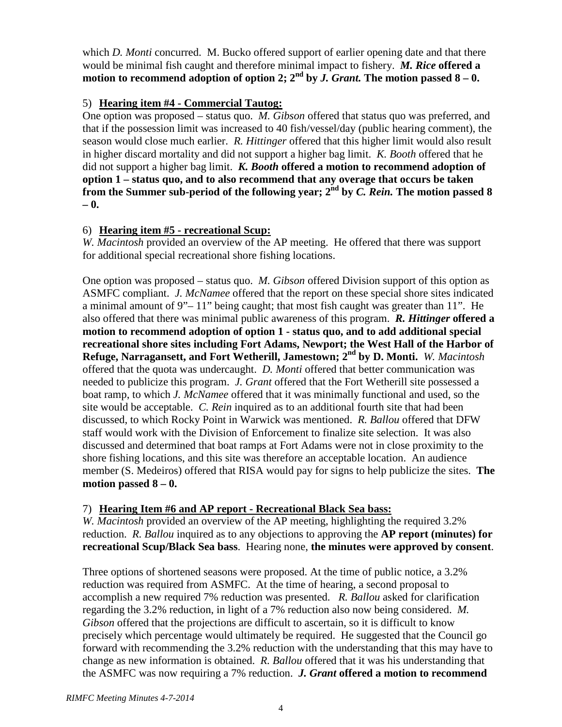which *D. Monti* concurred. M. Bucko offered support of earlier opening date and that there would be minimal fish caught and therefore minimal impact to fishery. ***M. Rice*** **offered a motion to recommend adoption of option 2; 2nd by** ***J. Grant.*** **The motion passed 8 – 0.**

5) **Hearing item #4 - Commercial Tautog:**

One option was proposed – status quo. *M. Gibson* offered that status quo was preferred, and that if the possession limit was increased to 40 fish/vessel/day (public hearing comment), the season would close much earlier. *R. Hittinger* offered that this higher limit would also result in higher discard mortality and did not support a higher bag limit. *K. Booth* offered that he did not support a higher bag limit. ***K. Booth*** **offered a motion to recommend adoption of option 1 – status quo, and to also recommend that any overage that occurs be taken from the Summer sub-period of the following year; 2nd by** ***C. Rein.*** **The motion passed 8 – 0.**

6) **Hearing item #5 - recreational Scup:**

*W. Macintosh* provided an overview of the AP meeting. He offered that there was support for additional special recreational shore fishing locations.

One option was proposed – status quo. *M. Gibson* offered Division support of this option as ASMFC compliant. *J. McNamee* offered that the report on these special shore sites indicated a minimal amount of 9"– 11" being caught; that most fish caught was greater than 11". He also offered that there was minimal public awareness of this program. ***R. Hittinger*** **offered a motion to recommend adoption of option 1 - status quo, and to add additional special recreational shore sites including Fort Adams, Newport; the West Hall of the Harbor of Refuge, Narragansett, and Fort Wetherill, Jamestown; 2nd by D. Monti.** *W. Macintosh* offered that the quota was undercaught. *D. Monti* offered that better communication was needed to publicize this program. *J. Grant* offered that the Fort Wetherill site possessed a boat ramp, to which *J. McNamee* offered that it was minimally functional and used, so the site would be acceptable. *C. Rein* inquired as to an additional fourth site that had been discussed, to which Rocky Point in Warwick was mentioned. *R. Ballou* offered that DFW staff would work with the Division of Enforcement to finalize site selection. It was also discussed and determined that boat ramps at Fort Adams were not in close proximity to the shore fishing locations, and this site was therefore an acceptable location. An audience member (S. Medeiros) offered that RISA would pay for signs to help publicize the sites. **The motion passed 8 – 0.**

7) **Hearing Item #6 and AP report - Recreational Black Sea bass:**

*W. Macintosh* provided an overview of the AP meeting, highlighting the required 3.2% reduction. *R. Ballou* inquired as to any objections to approving the **AP report (minutes) for recreational Scup/Black Sea bass**. Hearing none, **the minutes were approved by consent**.

Three options of shortened seasons were proposed. At the time of public notice, a 3.2% reduction was required from ASMFC. At the time of hearing, a second proposal to accomplish a new required 7% reduction was presented. *R. Ballou* asked for clarification regarding the 3.2% reduction, in light of a 7% reduction also now being considered. *M. Gibson* offered that the projections are difficult to ascertain, so it is difficult to know precisely which percentage would ultimately be required. He suggested that the Council go forward with recommending the 3.2% reduction with the understanding that this may have to change as new information is obtained. *R. Ballou* offered that it was his understanding that the ASMFC was now requiring a 7% reduction. ***J. Grant*** **offered a motion to recommend**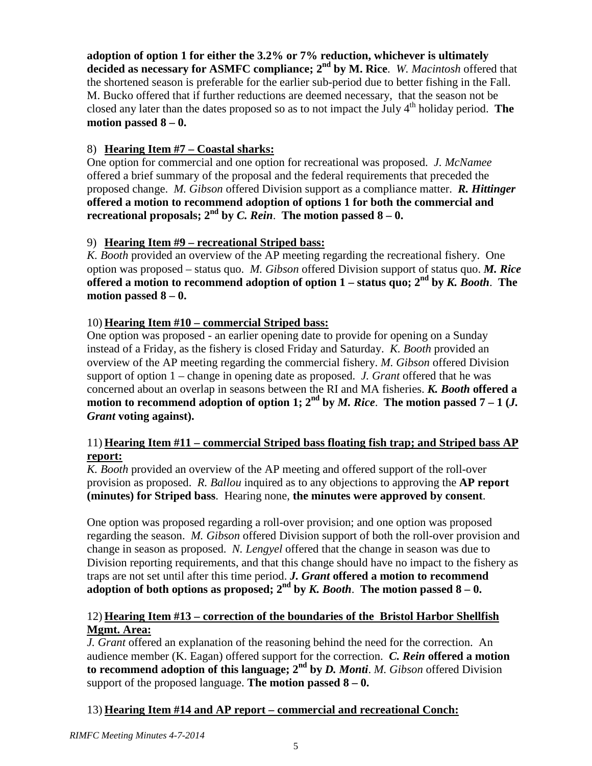**adoption of option 1 for either the 3.2% or 7% reduction, whichever is ultimately decided as necessary for ASMFC compliance; 2nd by M. Rice**. *W. Macintosh* offered that the shortened season is preferable for the earlier sub-period due to better fishing in the Fall. M. Bucko offered that if further reductions are deemed necessary, that the season not be closed any later than the dates proposed so as to not impact the July 4th holiday period. **The motion passed 8 – 0.**

8) **Hearing Item #7 – Coastal sharks:**

One option for commercial and one option for recreational was proposed. *J. McNamee* offered a brief summary of the proposal and the federal requirements that preceded the proposed change. *M. Gibson* offered Division support as a compliance matter. ***R. Hittinger* offered a motion to recommend adoption of options 1 for both the commercial and recreational proposals; 2nd by *C. Rein*. The motion passed 8 – 0.**

9) **Hearing Item #9 – recreational Striped bass:**

*K. Booth* provided an overview of the AP meeting regarding the recreational fishery. One option was proposed – status quo. *M. Gibson* offered Division support of status quo. ***M. Rice* offered a motion to recommend adoption of option 1 – status quo; 2nd by *K. Booth*. The motion passed 8 – 0.**

10) **Hearing Item #10 – commercial Striped bass:**

One option was proposed - an earlier opening date to provide for opening on a Sunday instead of a Friday, as the fishery is closed Friday and Saturday. *K. Booth* provided an overview of the AP meeting regarding the commercial fishery. *M. Gibson* offered Division support of option 1 – change in opening date as proposed. *J. Grant* offered that he was concerned about an overlap in seasons between the RI and MA fisheries. ***K. Booth* offered a motion to recommend adoption of option 1; 2nd by *M. Rice*. The motion passed 7 – 1 (*J. Grant* voting against).**

11) **Hearing Item #11 – commercial Striped bass floating fish trap; and Striped bass AP report:**

*K. Booth* provided an overview of the AP meeting and offered support of the roll-over provision as proposed. *R. Ballou* inquired as to any objections to approving the **AP report (minutes) for Striped bass**. Hearing none, **the minutes were approved by consent**.

One option was proposed regarding a roll-over provision; and one option was proposed regarding the season. *M. Gibson* offered Division support of both the roll-over provision and change in season as proposed. *N. Lengyel* offered that the change in season was due to Division reporting requirements, and that this change should have no impact to the fishery as traps are not set until after this time period. ***J. Grant* offered a motion to recommend adoption of both options as proposed; 2nd by *K. Booth*. The motion passed 8 – 0.**

12) **Hearing Item #13 – correction of the boundaries of the Bristol Harbor Shellfish Mgmt. Area:**

*J. Grant* offered an explanation of the reasoning behind the need for the correction. An audience member (K. Eagan) offered support for the correction. ***C. Rein* offered a motion to recommend adoption of this language; 2nd by *D. Monti***. *M. Gibson* offered Division support of the proposed language. **The motion passed 8 – 0.**

13) **Hearing Item #14 and AP report – commercial and recreational Conch:**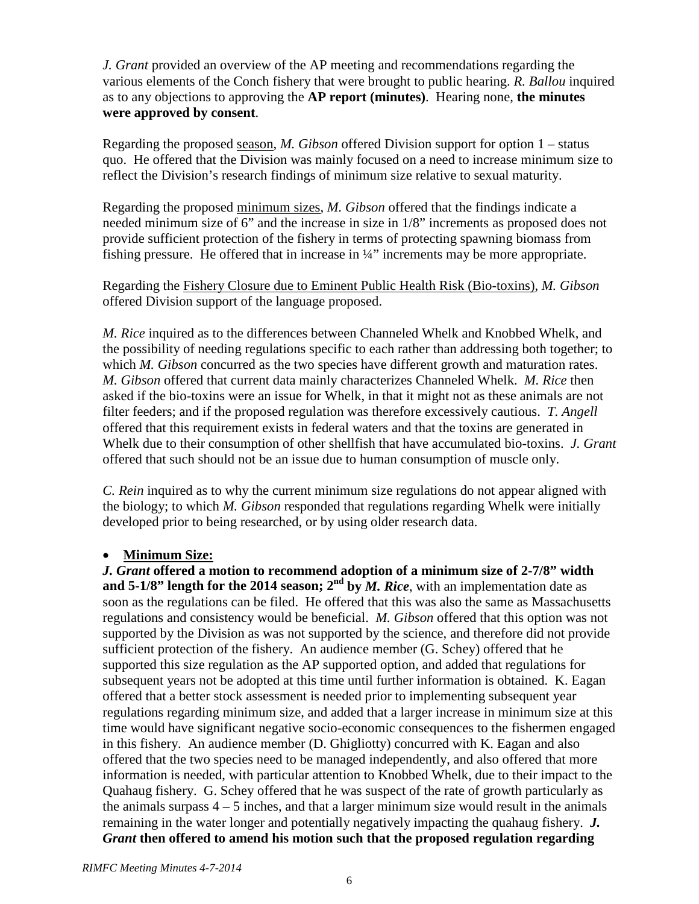*J. Grant* provided an overview of the AP meeting and recommendations regarding the various elements of the Conch fishery that were brought to public hearing. *R. Ballou* inquired as to any objections to approving the **AP report (minutes)**. Hearing none, **the minutes were approved by consent**.

Regarding the proposed <u>season</u>, *M. Gibson* offered Division support for option 1 – status quo. He offered that the Division was mainly focused on a need to increase minimum size to reflect the Division's research findings of minimum size relative to sexual maturity.

Regarding the proposed <u>minimum sizes</u>, *M. Gibson* offered that the findings indicate a needed minimum size of 6" and the increase in size in 1/8" increments as proposed does not provide sufficient protection of the fishery in terms of protecting spawning biomass from fishing pressure. He offered that in increase in ¼" increments may be more appropriate.

Regarding the <u>Fishery Closure due to Eminent Public Health Risk (Bio-toxins)</u>, *M. Gibson* offered Division support of the language proposed.

*M. Rice* inquired as to the differences between Channeled Whelk and Knobbed Whelk, and the possibility of needing regulations specific to each rather than addressing both together; to which *M. Gibson* concurred as the two species have different growth and maturation rates. *M. Gibson* offered that current data mainly characterizes Channeled Whelk. *M. Rice* then asked if the bio-toxins were an issue for Whelk, in that it might not as these animals are not filter feeders; and if the proposed regulation was therefore excessively cautious. *T. Angell* offered that this requirement exists in federal waters and that the toxins are generated in Whelk due to their consumption of other shellfish that have accumulated bio-toxins. *J. Grant* offered that such should not be an issue due to human consumption of muscle only.

*C. Rein* inquired as to why the current minimum size regulations do not appear aligned with the biology; to which *M. Gibson* responded that regulations regarding Whelk were initially developed prior to being researched, or by using older research data.

- **<u>Minimum Size:</u>**

***J. Grant* offered a motion to recommend adoption of a minimum size of 2-7/8" width and 5-1/8" length for the 2014 season; 2nd by *M. Rice***, with an implementation date as soon as the regulations can be filed. He offered that this was also the same as Massachusetts regulations and consistency would be beneficial. *M. Gibson* offered that this option was not supported by the Division as was not supported by the science, and therefore did not provide sufficient protection of the fishery. An audience member (G. Schey) offered that he supported this size regulation as the AP supported option, and added that regulations for subsequent years not be adopted at this time until further information is obtained. K. Eagan offered that a better stock assessment is needed prior to implementing subsequent year regulations regarding minimum size, and added that a larger increase in minimum size at this time would have significant negative socio-economic consequences to the fishermen engaged in this fishery. An audience member (D. Ghigliotty) concurred with K. Eagan and also offered that the two species need to be managed independently, and also offered that more information is needed, with particular attention to Knobbed Whelk, due to their impact to the Quahaug fishery. G. Schey offered that he was suspect of the rate of growth particularly as the animals surpass 4 – 5 inches, and that a larger minimum size would result in the animals remaining in the water longer and potentially negatively impacting the quahaug fishery. ***J. Grant* then offered to amend his motion such that the proposed regulation regarding**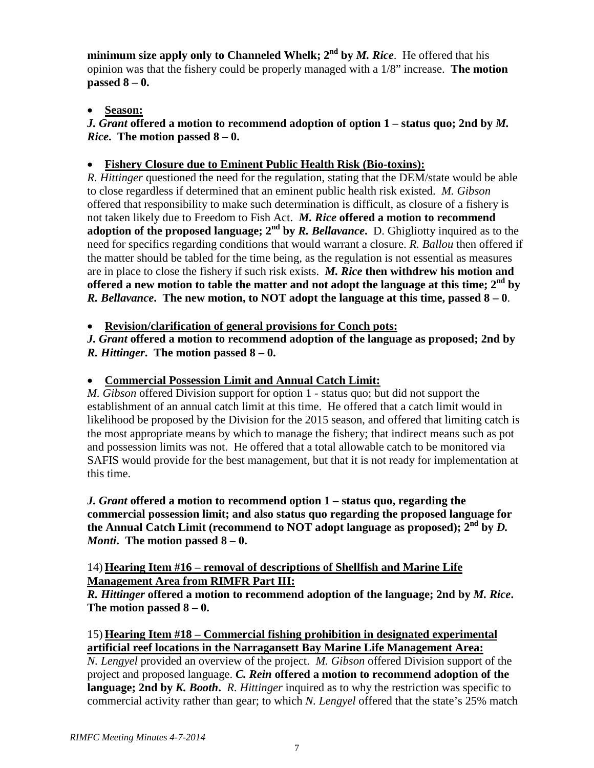**minimum size apply only to Channeled Whelk; 2nd by *M. Rice***. He offered that his opinion was that the fishery could be properly managed with a 1/8" increase. **The motion passed 8 – 0.**

- **Season:**

***J. Grant* offered a motion to recommend adoption of option 1 – status quo; 2nd by *M. Rice*. The motion passed 8 – 0.**

- **Fishery Closure due to Eminent Public Health Risk (Bio-toxins):**

*R. Hittinger* questioned the need for the regulation, stating that the DEM/state would be able to close regardless if determined that an eminent public health risk existed. *M. Gibson* offered that responsibility to make such determination is difficult, as closure of a fishery is not taken likely due to Freedom to Fish Act. ***M. Rice* offered a motion to recommend adoption of the proposed language; 2nd by *R. Bellavance*.** D. Ghigliotty inquired as to the need for specifics regarding conditions that would warrant a closure. *R. Ballou* then offered if the matter should be tabled for the time being, as the regulation is not essential as measures are in place to close the fishery if such risk exists. ***M. Rice* then withdrew his motion and offered a new motion to table the matter and not adopt the language at this time; 2nd by *R. Bellavance*. The new motion, to NOT adopt the language at this time, passed 8 – 0**.

- **Revision/clarification of general provisions for Conch pots:**

***J. Grant* offered a motion to recommend adoption of the language as proposed; 2nd by *R. Hittinger*. The motion passed 8 – 0.**

- **Commercial Possession Limit and Annual Catch Limit:**

*M. Gibson* offered Division support for option 1 - status quo; but did not support the establishment of an annual catch limit at this time. He offered that a catch limit would in likelihood be proposed by the Division for the 2015 season, and offered that limiting catch is the most appropriate means by which to manage the fishery; that indirect means such as pot and possession limits was not. He offered that a total allowable catch to be monitored via SAFIS would provide for the best management, but that it is not ready for implementation at this time.

***J. Grant* offered a motion to recommend option 1 – status quo, regarding the commercial possession limit; and also status quo regarding the proposed language for the Annual Catch Limit (recommend to NOT adopt language as proposed); 2nd by *D. Monti*. The motion passed 8 – 0.**

14) **Hearing Item #16 – removal of descriptions of Shellfish and Marine Life Management Area from RIMFR Part III:**

***R. Hittinger* offered a motion to recommend adoption of the language; 2nd by *M. Rice*. The motion passed 8 – 0.**

15) **Hearing Item #18 – Commercial fishing prohibition in designated experimental artificial reef locations in the Narragansett Bay Marine Life Management Area:**

*N. Lengyel* provided an overview of the project. *M. Gibson* offered Division support of the project and proposed language. ***C. Rein* offered a motion to recommend adoption of the language; 2nd by *K. Booth*.** *R. Hittinger* inquired as to why the restriction was specific to commercial activity rather than gear; to which *N. Lengyel* offered that the state's 25% match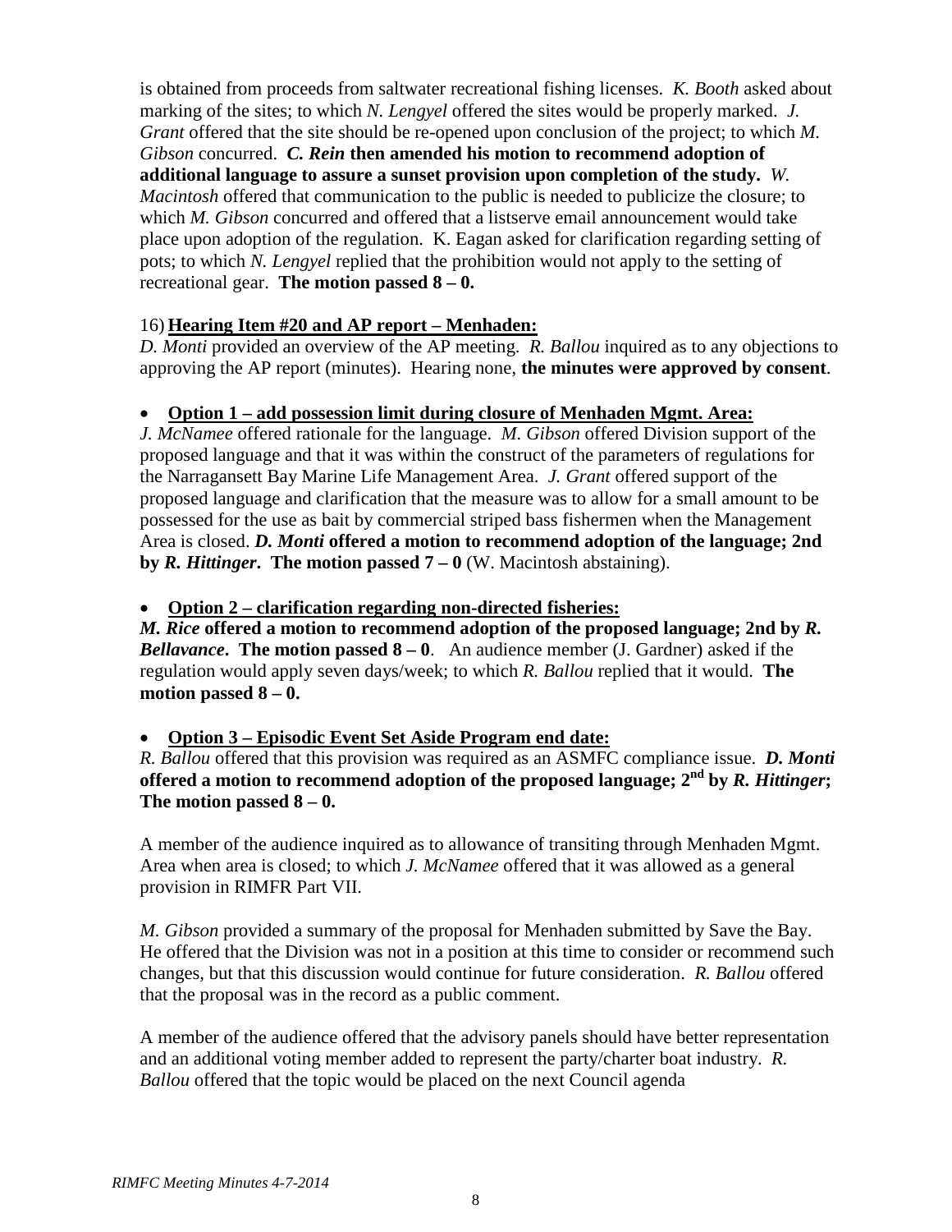is obtained from proceeds from saltwater recreational fishing licenses. *K. Booth* asked about marking of the sites; to which *N. Lengyel* offered the sites would be properly marked. *J. Grant* offered that the site should be re-opened upon conclusion of the project; to which *M. Gibson* concurred. ***C. Rein* then amended his motion to recommend adoption of additional language to assure a sunset provision upon completion of the study.** *W. Macintosh* offered that communication to the public is needed to publicize the closure; to which *M. Gibson* concurred and offered that a listserve email announcement would take place upon adoption of the regulation. K. Eagan asked for clarification regarding setting of pots; to which *N. Lengyel* replied that the prohibition would not apply to the setting of recreational gear. **The motion passed 8 – 0.**

16) **Hearing Item #20 and AP report – Menhaden:**

*D. Monti* provided an overview of the AP meeting. *R. Ballou* inquired as to any objections to approving the AP report (minutes). Hearing none, **the minutes were approved by consent**.

- **Option 1 – add possession limit during closure of Menhaden Mgmt. Area:**

*J. McNamee* offered rationale for the language. *M. Gibson* offered Division support of the proposed language and that it was within the construct of the parameters of regulations for the Narragansett Bay Marine Life Management Area. *J. Grant* offered support of the proposed language and clarification that the measure was to allow for a small amount to be possessed for the use as bait by commercial striped bass fishermen when the Management Area is closed. ***D. Monti* offered a motion to recommend adoption of the language; 2nd by *R. Hittinger*. The motion passed 7 – 0** (W. Macintosh abstaining).

- **Option 2 – clarification regarding non-directed fisheries:**

***M. Rice* offered a motion to recommend adoption of the proposed language; 2nd by *R. Bellavance*. The motion passed 8 – 0**. An audience member (J. Gardner) asked if the regulation would apply seven days/week; to which *R. Ballou* replied that it would. **The motion passed 8 – 0.**

- **Option 3 – Episodic Event Set Aside Program end date:**

*R. Ballou* offered that this provision was required as an ASMFC compliance issue. ***D. Monti* offered a motion to recommend adoption of the proposed language; 2nd by *R. Hittinger*; The motion passed 8 – 0.**

A member of the audience inquired as to allowance of transiting through Menhaden Mgmt. Area when area is closed; to which *J. McNamee* offered that it was allowed as a general provision in RIMFR Part VII.

*M. Gibson* provided a summary of the proposal for Menhaden submitted by Save the Bay. He offered that the Division was not in a position at this time to consider or recommend such changes, but that this discussion would continue for future consideration. *R. Ballou* offered that the proposal was in the record as a public comment.

A member of the audience offered that the advisory panels should have better representation and an additional voting member added to represent the party/charter boat industry. *R. Ballou* offered that the topic would be placed on the next Council agenda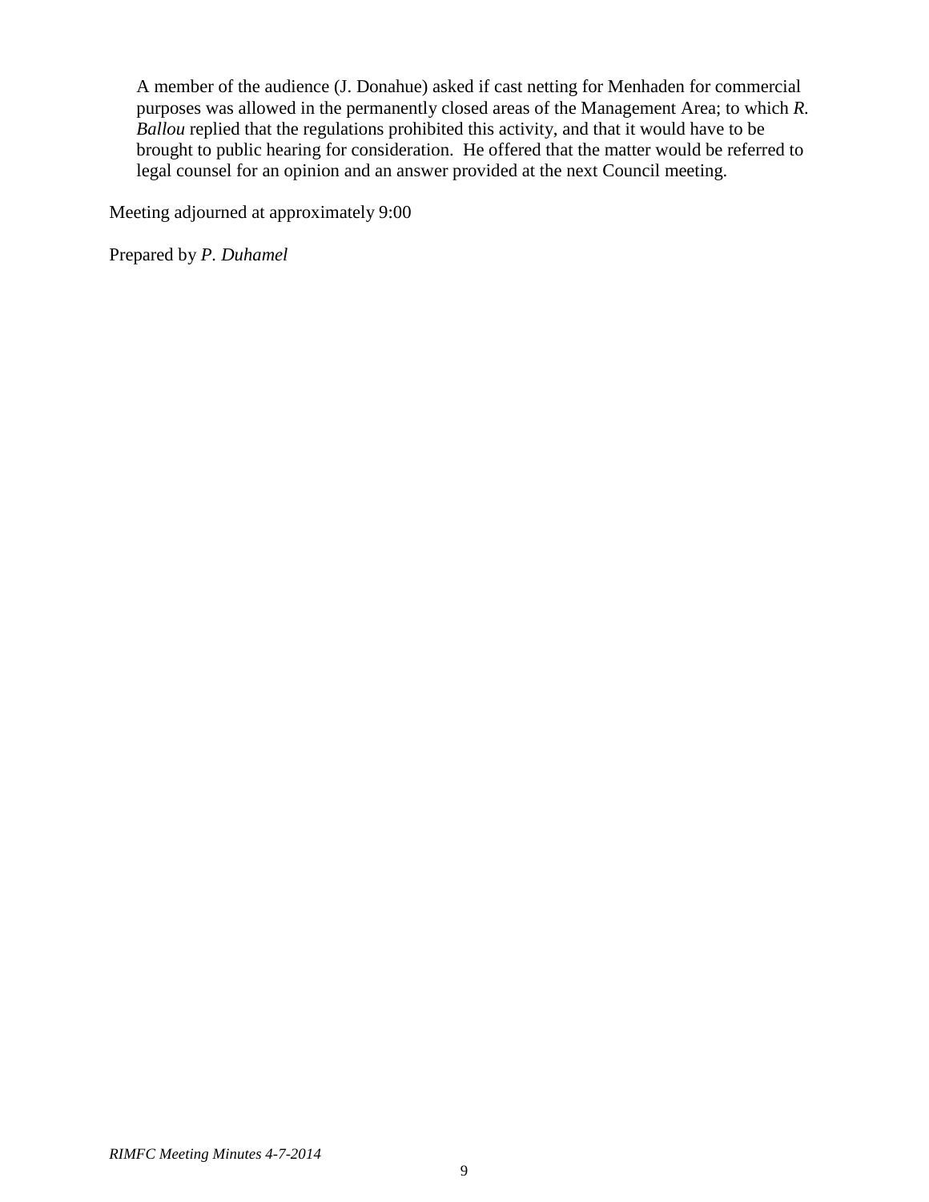A member of the audience (J. Donahue) asked if cast netting for Menhaden for commercial purposes was allowed in the permanently closed areas of the Management Area; to which *R. Ballou* replied that the regulations prohibited this activity, and that it would have to be brought to public hearing for consideration. He offered that the matter would be referred to legal counsel for an opinion and an answer provided at the next Council meeting.

Meeting adjourned at approximately 9:00

Prepared by *P. Duhamel*